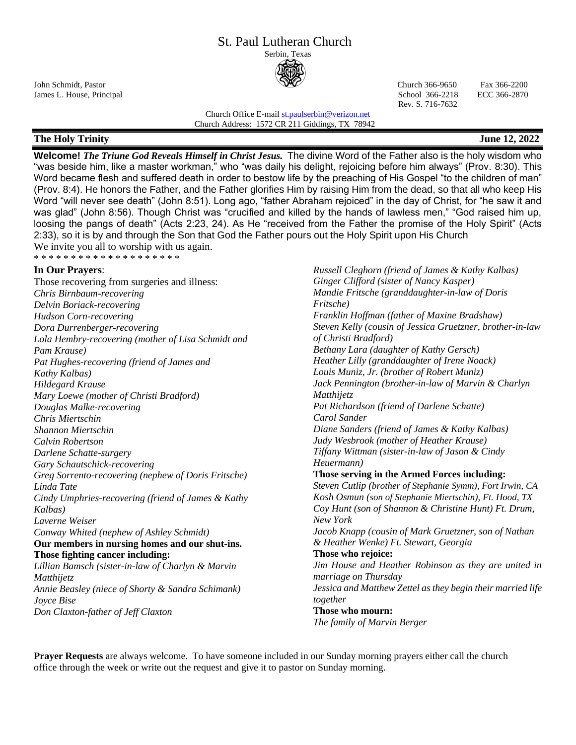# St. Paul Lutheran Church

Serbin, Texas

John Schmidt, Pastor
James L. House, Principal

Church 366-9650 Fax 366-2200
School 366-2218 ECC 366-2870
Rev. S. 716-7632

Church Office E-mail st.paulserbin@verizon.net
Church Address: 1572 CR 211 Giddings, TX 78942

**The Holy Trinity** **June 12, 2022**

**Welcome!** ***The Triune God Reveals Himself in Christ Jesus.*** The divine Word of the Father also is the holy wisdom who "was beside him, like a master workman," who "was daily his delight, rejoicing before him always" (Prov. 8:30). This Word became flesh and suffered death in order to bestow life by the preaching of His Gospel "to the children of man" (Prov. 8:4). He honors the Father, and the Father glorifies Him by raising Him from the dead, so that all who keep His Word "will never see death" (John 8:51). Long ago, "father Abraham rejoiced" in the day of Christ, for "he saw it and was glad" (John 8:56). Though Christ was "crucified and killed by the hands of lawless men," "God raised him up, loosing the pangs of death" (Acts 2:23, 24). As He "received from the Father the promise of the Holy Spirit" (Acts 2:33), so it is by and through the Son that God the Father pours out the Holy Spirit upon His Church
We invite you all to worship with us again.

* * * * * * * * * * * * * * * * * * *

**In Our Prayers**:

Those recovering from surgeries and illness:

*Chris Birnbaum-recovering*
*Delvin Boriack-recovering*
*Hudson Corn-recovering*
*Dora Durrenberger-recovering*
*Lola Hembry-recovering (mother of Lisa Schmidt and Pam Krause)*
*Pat Hughes-recovering (friend of James and Kathy Kalbas)*
*Hildegard Krause*
*Mary Loewe (mother of Christi Bradford)*
*Douglas Malke-recovering*
*Chris Miertschin*
*Shannon Miertschin*
*Calvin Robertson*
*Darlene Schatte-surgery*
*Gary Schautschick-recovering*
*Greg Sorrento-recovering (nephew of Doris Fritsche)*
*Linda Tate*
*Cindy Umphries-recovering (friend of James & Kathy Kalbas)*
*Laverne Weiser*
*Conway Whited (nephew of Ashley Schmidt)*

**Our members in nursing homes and our shut-ins.**

**Those fighting cancer including:**

*Lillian Bamsch (sister-in-law of Charlyn & Marvin Matthijetz*
*Annie Beasley (niece of Shorty & Sandra Schimank)*
*Joyce Bise*
*Don Claxton-father of Jeff Claxton*
*Russell Cleghorn (friend of James & Kathy Kalbas)*
*Ginger Clifford (sister of Nancy Kasper)*
*Mandie Fritsche (granddaughter-in-law of Doris Fritsche)*
*Franklin Hoffman (father of Maxine Bradshaw)*
*Steven Kelly (cousin of Jessica Gruetzner, brother-in-law of Christi Bradford)*
*Bethany Lara (daughter of Kathy Gersch)*
*Heather Lilly (granddaughter of Irene Noack)*
*Louis Muniz, Jr. (brother of Robert Muniz)*
*Jack Pennington (brother-in-law of Marvin & Charlyn Matthijetz*
*Pat Richardson (friend of Darlene Schatte)*
*Carol Sander*
*Diane Sanders (friend of James & Kathy Kalbas)*
*Judy Wesbrook (mother of Heather Krause)*
*Tiffany Wittman (sister-in-law of Jason & Cindy Heuermann)*

**Those serving in the Armed Forces including:**

*Steven Cutlip (brother of Stephanie Symm), Fort Irwin, CA*
*Kosh Osmun (son of Stephanie Miertschin), Ft. Hood, TX*
*Coy Hunt (son of Shannon & Christine Hunt) Ft. Drum, New York*
*Jacob Knapp (cousin of Mark Gruetzner, son of Nathan & Heather Wenke) Ft. Stewart, Georgia*

**Those who rejoice:**

*Jim House and Heather Robinson as they are united in marriage on Thursday*
*Jessica and Matthew Zettel as they begin their married life together*

**Those who mourn:**

*The family of Marvin Berger*

**Prayer Requests** are always welcome. To have someone included in our Sunday morning prayers either call the church office through the week or write out the request and give it to pastor on Sunday morning.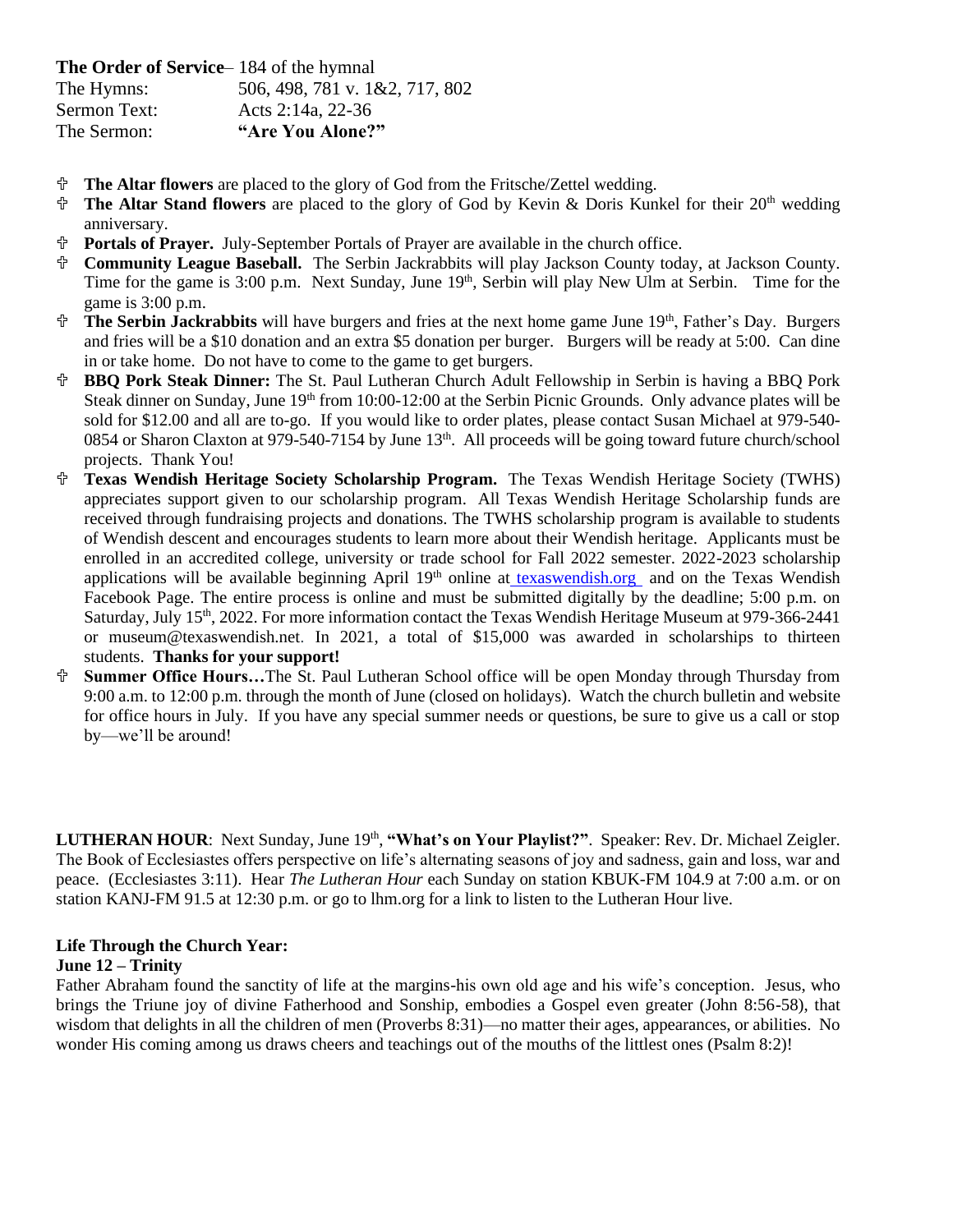**The Order of Service**– 184 of the hymnal

| | |
|---|---|
| The Hymns: | 506, 498, 781 v. 1&2, 717, 802 |
| Sermon Text: | Acts 2:14a, 22-36 |
| The Sermon: | **"Are You Alone?"** |

- ✞ **The Altar flowers** are placed to the glory of God from the Fritsche/Zettel wedding.
- ✞ **The Altar Stand flowers** are placed to the glory of God by Kevin & Doris Kunkel for their 20th wedding anniversary.
- ✞ **Portals of Prayer.** July-September Portals of Prayer are available in the church office.
- ✞ **Community League Baseball.** The Serbin Jackrabbits will play Jackson County today, at Jackson County. Time for the game is 3:00 p.m. Next Sunday, June 19th, Serbin will play New Ulm at Serbin. Time for the game is 3:00 p.m.
- ✞ **The Serbin Jackrabbits** will have burgers and fries at the next home game June 19th, Father's Day. Burgers and fries will be a $10 donation and an extra $5 donation per burger. Burgers will be ready at 5:00. Can dine in or take home. Do not have to come to the game to get burgers.
- ✞ **BBQ Pork Steak Dinner:** The St. Paul Lutheran Church Adult Fellowship in Serbin is having a BBQ Pork Steak dinner on Sunday, June 19th from 10:00-12:00 at the Serbin Picnic Grounds. Only advance plates will be sold for $12.00 and all are to-go. If you would like to order plates, please contact Susan Michael at 979-540-0854 or Sharon Claxton at 979-540-7154 by June 13th. All proceeds will be going toward future church/school projects. Thank You!
- ✞ **Texas Wendish Heritage Society Scholarship Program.** The Texas Wendish Heritage Society (TWHS) appreciates support given to our scholarship program. All Texas Wendish Heritage Scholarship funds are received through fundraising projects and donations. The TWHS scholarship program is available to students of Wendish descent and encourages students to learn more about their Wendish heritage. Applicants must be enrolled in an accredited college, university or trade school for Fall 2022 semester. 2022-2023 scholarship applications will be available beginning April 19th online at texaswendish.org and on the Texas Wendish Facebook Page. The entire process is online and must be submitted digitally by the deadline; 5:00 p.m. on Saturday, July 15th, 2022. For more information contact the Texas Wendish Heritage Museum at 979-366-2441 or museum@texaswendish.net. In 2021, a total of $15,000 was awarded in scholarships to thirteen students. **Thanks for your support!**
- ✞ **Summer Office Hours…**The St. Paul Lutheran School office will be open Monday through Thursday from 9:00 a.m. to 12:00 p.m. through the month of June (closed on holidays). Watch the church bulletin and website for office hours in July. If you have any special summer needs or questions, be sure to give us a call or stop by—we'll be around!

**LUTHERAN HOUR**: Next Sunday, June 19th, **"What's on Your Playlist?"**. Speaker: Rev. Dr. Michael Zeigler. The Book of Ecclesiastes offers perspective on life's alternating seasons of joy and sadness, gain and loss, war and peace. (Ecclesiastes 3:11). Hear *The Lutheran Hour* each Sunday on station KBUK-FM 104.9 at 7:00 a.m. or on station KANJ-FM 91.5 at 12:30 p.m. or go to lhm.org for a link to listen to the Lutheran Hour live.

**Life Through the Church Year:**
**June 12 – Trinity**

Father Abraham found the sanctity of life at the margins-his own old age and his wife's conception. Jesus, who brings the Triune joy of divine Fatherhood and Sonship, embodies a Gospel even greater (John 8:56-58), that wisdom that delights in all the children of men (Proverbs 8:31)—no matter their ages, appearances, or abilities. No wonder His coming among us draws cheers and teachings out of the mouths of the littlest ones (Psalm 8:2)!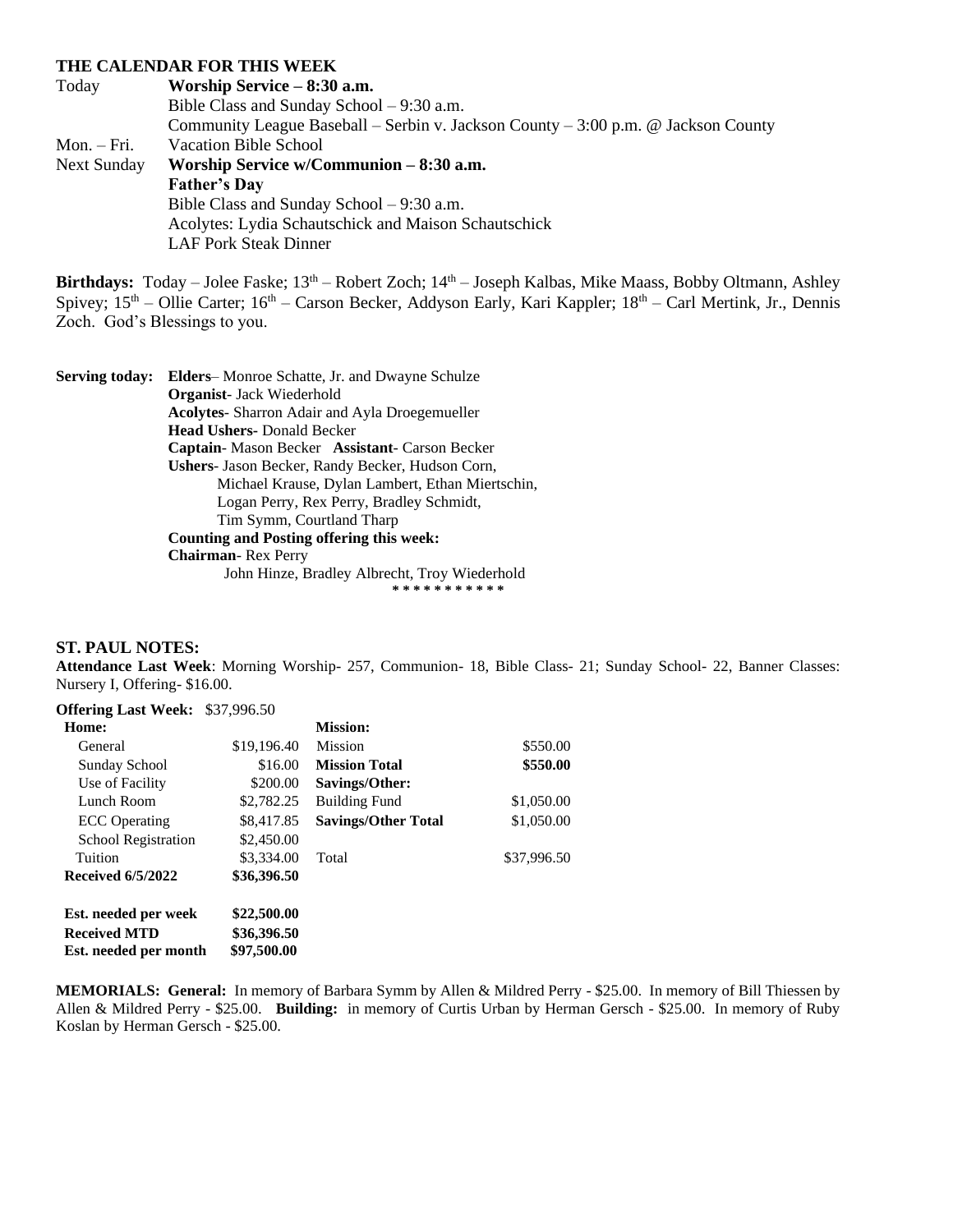## THE CALENDAR FOR THIS WEEK

| | |
|---|---|
| Today | **Worship Service – 8:30 a.m.** |
| | Bible Class and Sunday School – 9:30 a.m. |
| | Community League Baseball – Serbin v. Jackson County – 3:00 p.m. @ Jackson County |
| Mon. – Fri. | Vacation Bible School |
| Next Sunday | **Worship Service w/Communion – 8:30 a.m.** |
| | **Father's Day** |
| | Bible Class and Sunday School – 9:30 a.m. |
| | Acolytes: Lydia Schautschick and Maison Schautschick |
| | LAF Pork Steak Dinner |

**Birthdays:** Today – Jolee Faske; 13th – Robert Zoch; 14th – Joseph Kalbas, Mike Maass, Bobby Oltmann, Ashley Spivey; 15th – Ollie Carter; 16th – Carson Becker, Addyson Early, Kari Kappler; 18th – Carl Mertink, Jr., Dennis Zoch. God's Blessings to you.

**Serving today:** **Elders**– Monroe Schatte, Jr. and Dwayne Schulze
**Organist**- Jack Wiederhold
**Acolytes**- Sharron Adair and Ayla Droegemueller
**Head Ushers**- Donald Becker
**Captain**- Mason Becker **Assistant**- Carson Becker
**Ushers**- Jason Becker, Randy Becker, Hudson Corn, Michael Krause, Dylan Lambert, Ethan Miertschin, Logan Perry, Rex Perry, Bradley Schmidt, Tim Symm, Courtland Tharp
**Counting and Posting offering this week:**
**Chairman**- Rex Perry
John Hinze, Bradley Albrecht, Troy Wiederhold

* * * * * * * * * * *

## ST. PAUL NOTES:

**Attendance Last Week**: Morning Worship- 257, Communion- 18, Bible Class- 21; Sunday School- 22, Banner Classes: Nursery I, Offering- $16.00.

**Offering Last Week:** $37,996.50

| **Home:** | | **Mission:** | |
|---|---|---|---|
| General | $19,196.40 | Mission | $550.00 |
| Sunday School | $16.00 | **Mission Total** | **$550.00** |
| Use of Facility | $200.00 | **Savings/Other:** | |
| Lunch Room | $2,782.25 | Building Fund | $1,050.00 |
| ECC Operating | $8,417.85 | **Savings/Other Total** | $1,050.00 |
| School Registration | $2,450.00 | | |
| Tuition | $3,334.00 | Total | $37,996.50 |
| **Received 6/5/2022** | **$36,396.50** | | |
| | | | |
| **Est. needed per week** | **$22,500.00** | | |
| **Received MTD** | **$36,396.50** | | |
| **Est. needed per month** | **$97,500.00** | | |

**MEMORIALS: General:** In memory of Barbara Symm by Allen & Mildred Perry - $25.00. In memory of Bill Thiessen by Allen & Mildred Perry - $25.00. **Building:** in memory of Curtis Urban by Herman Gersch - $25.00. In memory of Ruby Koslan by Herman Gersch - $25.00.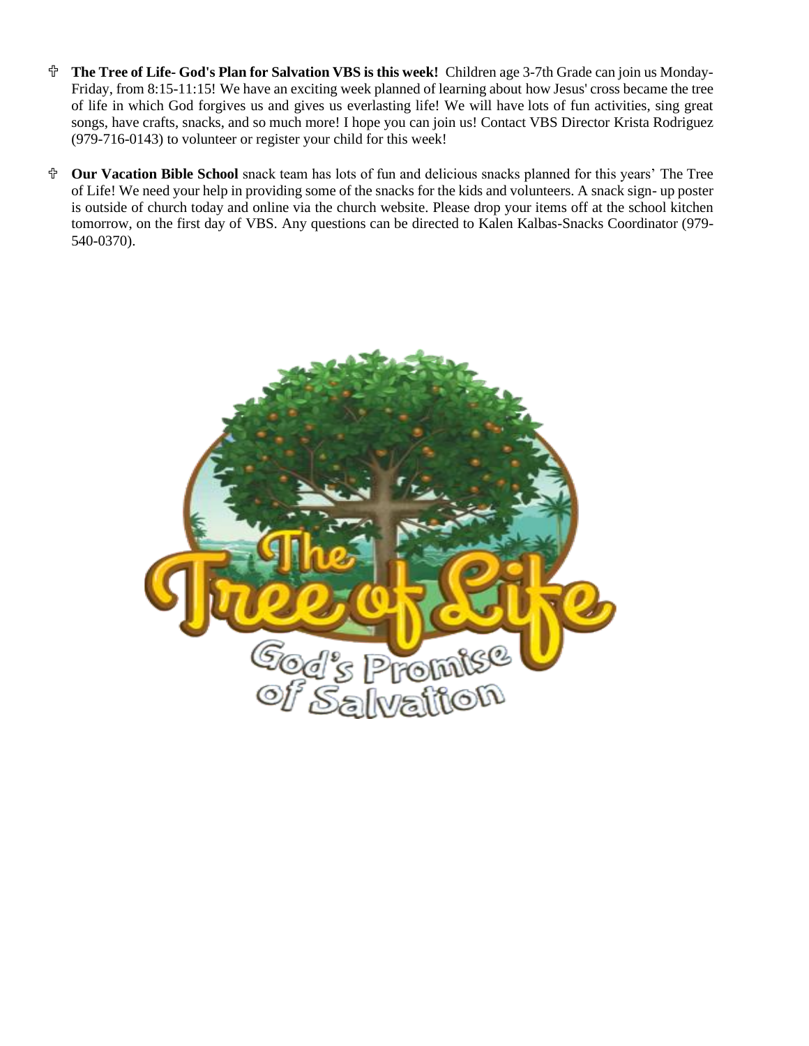- ✞ **The Tree of Life- God's Plan for Salvation VBS is this week!** Children age 3-7th Grade can join us Monday-Friday, from 8:15-11:15! We have an exciting week planned of learning about how Jesus' cross became the tree of life in which God forgives us and gives us everlasting life! We will have lots of fun activities, sing great songs, have crafts, snacks, and so much more! I hope you can join us! Contact VBS Director Krista Rodriguez (979-716-0143) to volunteer or register your child for this week!

- ✞ **Our Vacation Bible School** snack team has lots of fun and delicious snacks planned for this years' The Tree of Life! We need your help in providing some of the snacks for the kids and volunteers. A snack sign- up poster is outside of church today and online via the church website. Please drop your items off at the school kitchen tomorrow, on the first day of VBS. Any questions can be directed to Kalen Kalbas-Snacks Coordinator (979-540-0370).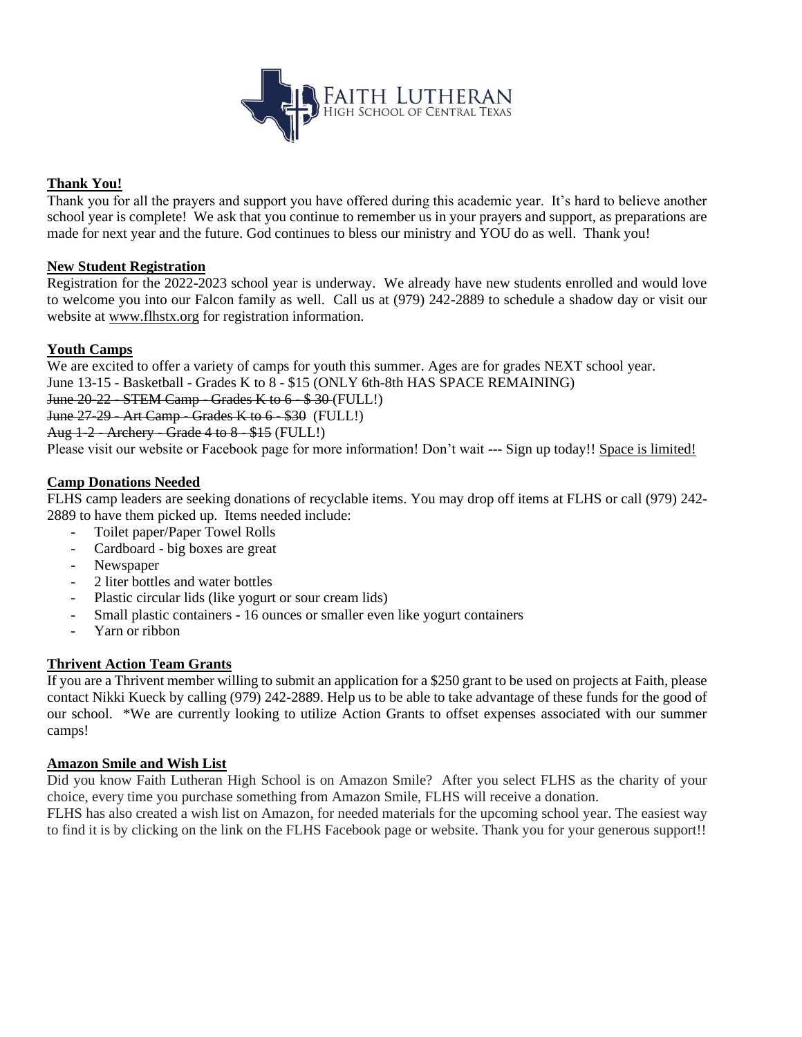FAITH LUTHERAN
HIGH SCHOOL OF CENTRAL TEXAS

**Thank You!**

Thank you for all the prayers and support you have offered during this academic year. It's hard to believe another school year is complete! We ask that you continue to remember us in your prayers and support, as preparations are made for next year and the future. God continues to bless our ministry and YOU do as well. Thank you!

**New Student Registration**

Registration for the 2022-2023 school year is underway. We already have new students enrolled and would love to welcome you into our Falcon family as well. Call us at (979) 242-2889 to schedule a shadow day or visit our website at www.flhstx.org for registration information.

**Youth Camps**

We are excited to offer a variety of camps for youth this summer. Ages are for grades NEXT school year.
June 13-15 - Basketball - Grades K to 8 - $15 (ONLY 6th-8th HAS SPACE REMAINING)
~~June 20-22 - STEM Camp - Grades K to 6 - $ 30~~ (FULL!)
~~June 27-29 - Art Camp - Grades K to 6 - $30~~ (FULL!)
~~Aug 1-2 - Archery - Grade 4 to 8 - $15~~ (FULL!)
Please visit our website or Facebook page for more information! Don't wait --- Sign up today!! Space is limited!

**Camp Donations Needed**

FLHS camp leaders are seeking donations of recyclable items. You may drop off items at FLHS or call (979) 242-2889 to have them picked up. Items needed include:

- Toilet paper/Paper Towel Rolls
- Cardboard - big boxes are great
- Newspaper
- 2 liter bottles and water bottles
- Plastic circular lids (like yogurt or sour cream lids)
- Small plastic containers - 16 ounces or smaller even like yogurt containers
- Yarn or ribbon

**Thrivent Action Team Grants**

If you are a Thrivent member willing to submit an application for a $250 grant to be used on projects at Faith, please contact Nikki Kueck by calling (979) 242-2889. Help us to be able to take advantage of these funds for the good of our school. *We are currently looking to utilize Action Grants to offset expenses associated with our summer camps!

**Amazon Smile and Wish List**

Did you know Faith Lutheran High School is on Amazon Smile? After you select FLHS as the charity of your choice, every time you purchase something from Amazon Smile, FLHS will receive a donation.

FLHS has also created a wish list on Amazon, for needed materials for the upcoming school year. The easiest way to find it is by clicking on the link on the FLHS Facebook page or website. Thank you for your generous support!!